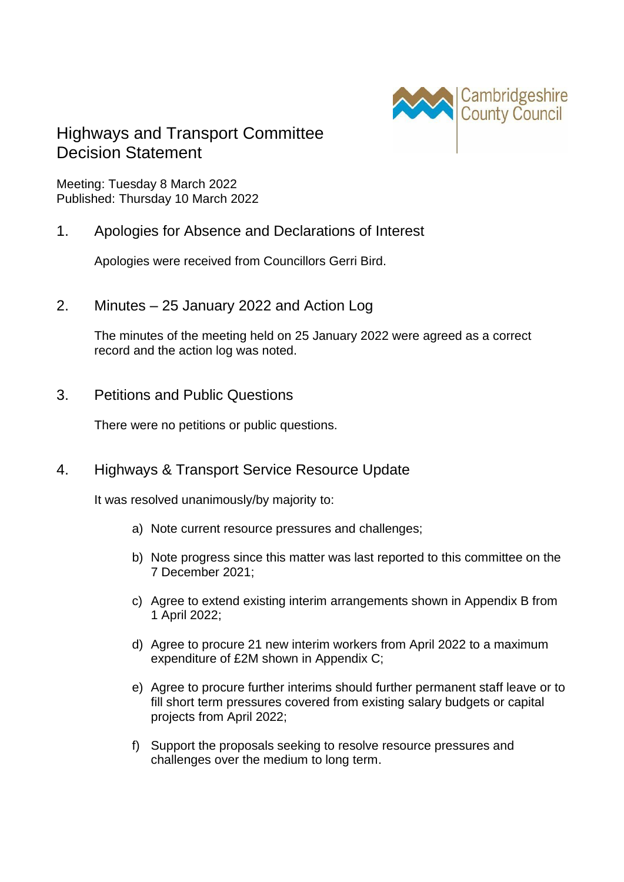Cambridgeshire County Council

# Highways and Transport Committee Decision Statement

Meeting: Tuesday 8 March 2022
Published: Thursday 10 March 2022

## 1. Apologies for Absence and Declarations of Interest

Apologies were received from Councillors Gerri Bird.

## 2. Minutes – 25 January 2022 and Action Log

The minutes of the meeting held on 25 January 2022 were agreed as a correct record and the action log was noted.

## 3. Petitions and Public Questions

There were no petitions or public questions.

## 4. Highways & Transport Service Resource Update

It was resolved unanimously/by majority to:

a) Note current resource pressures and challenges;

b) Note progress since this matter was last reported to this committee on the 7 December 2021;

c) Agree to extend existing interim arrangements shown in Appendix B from 1 April 2022;

d) Agree to procure 21 new interim workers from April 2022 to a maximum expenditure of £2M shown in Appendix C;

e) Agree to procure further interims should further permanent staff leave or to fill short term pressures covered from existing salary budgets or capital projects from April 2022;

f) Support the proposals seeking to resolve resource pressures and challenges over the medium to long term.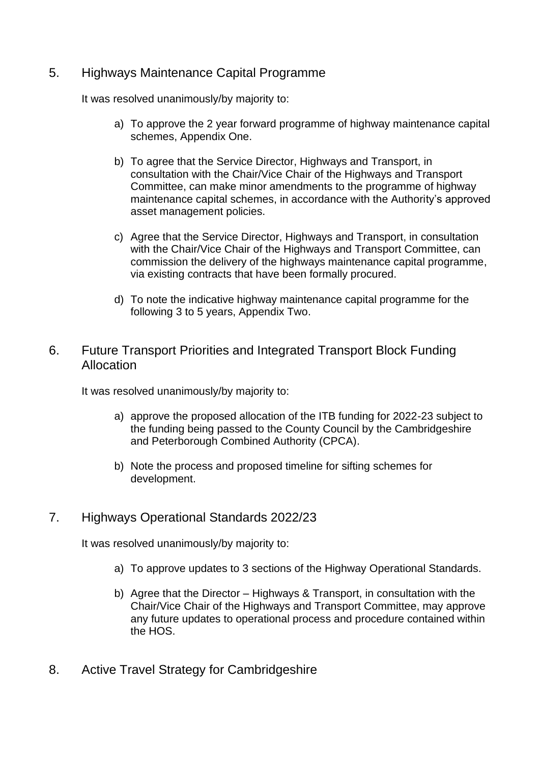## 5. Highways Maintenance Capital Programme

It was resolved unanimously/by majority to:

a) To approve the 2 year forward programme of highway maintenance capital schemes, Appendix One.

b) To agree that the Service Director, Highways and Transport, in consultation with the Chair/Vice Chair of the Highways and Transport Committee, can make minor amendments to the programme of highway maintenance capital schemes, in accordance with the Authority's approved asset management policies.

c) Agree that the Service Director, Highways and Transport, in consultation with the Chair/Vice Chair of the Highways and Transport Committee, can commission the delivery of the highways maintenance capital programme, via existing contracts that have been formally procured.

d) To note the indicative highway maintenance capital programme for the following 3 to 5 years, Appendix Two.

## 6. Future Transport Priorities and Integrated Transport Block Funding Allocation

It was resolved unanimously/by majority to:

a) approve the proposed allocation of the ITB funding for 2022-23 subject to the funding being passed to the County Council by the Cambridgeshire and Peterborough Combined Authority (CPCA).

b) Note the process and proposed timeline for sifting schemes for development.

## 7. Highways Operational Standards 2022/23

It was resolved unanimously/by majority to:

a) To approve updates to 3 sections of the Highway Operational Standards.

b) Agree that the Director – Highways & Transport, in consultation with the Chair/Vice Chair of the Highways and Transport Committee, may approve any future updates to operational process and procedure contained within the HOS.

## 8. Active Travel Strategy for Cambridgeshire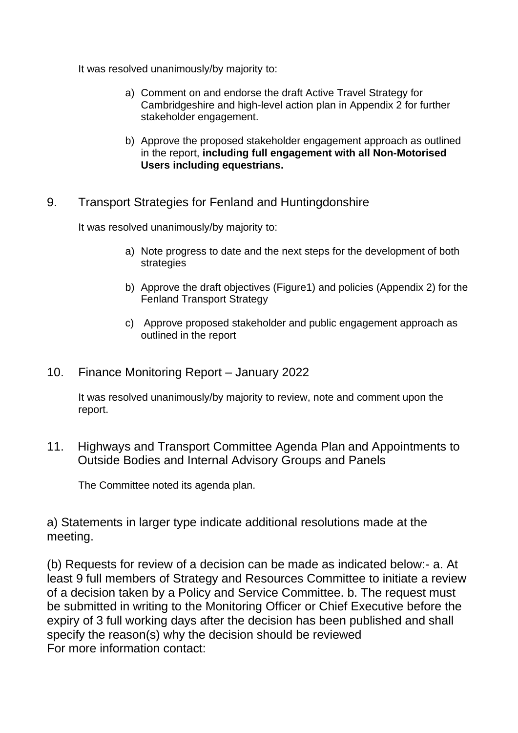It was resolved unanimously/by majority to:

a) Comment on and endorse the draft Active Travel Strategy for Cambridgeshire and high-level action plan in Appendix 2 for further stakeholder engagement.

b) Approve the proposed stakeholder engagement approach as outlined in the report, **including full engagement with all Non-Motorised Users including equestrians.**

## 9. Transport Strategies for Fenland and Huntingdonshire

It was resolved unanimously/by majority to:

a) Note progress to date and the next steps for the development of both strategies

b) Approve the draft objectives (Figure1) and policies (Appendix 2) for the Fenland Transport Strategy

c) Approve proposed stakeholder and public engagement approach as outlined in the report

## 10. Finance Monitoring Report – January 2022

It was resolved unanimously/by majority to review, note and comment upon the report.

## 11. Highways and Transport Committee Agenda Plan and Appointments to Outside Bodies and Internal Advisory Groups and Panels

The Committee noted its agenda plan.

a) Statements in larger type indicate additional resolutions made at the meeting.

(b) Requests for review of a decision can be made as indicated below:- a. At least 9 full members of Strategy and Resources Committee to initiate a review of a decision taken by a Policy and Service Committee. b. The request must be submitted in writing to the Monitoring Officer or Chief Executive before the expiry of 3 full working days after the decision has been published and shall specify the reason(s) why the decision should be reviewed
For more information contact: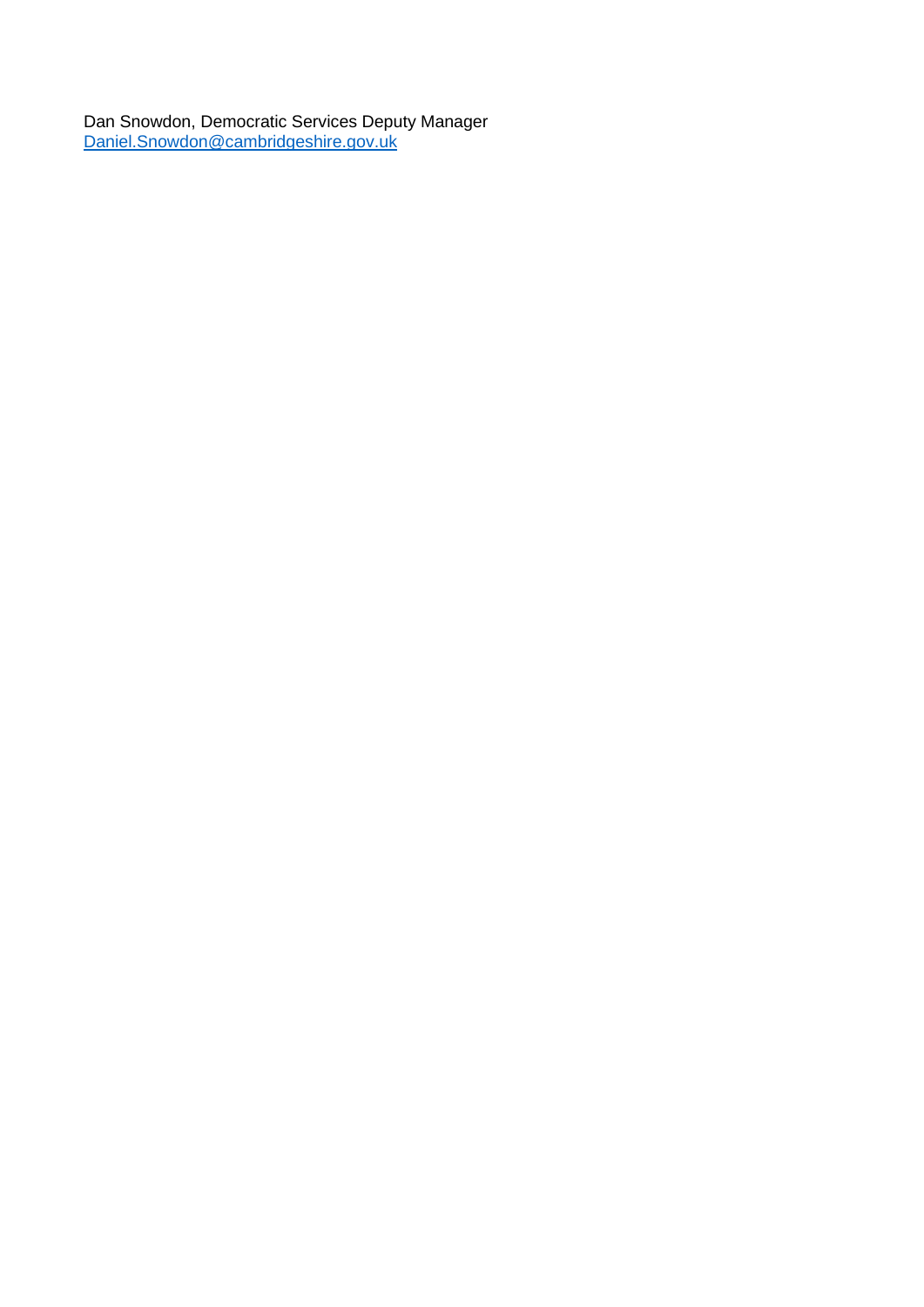Dan Snowdon, Democratic Services Deputy Manager
[Daniel.Snowdon@cambridgeshire.gov.uk](mailto:Daniel.Snowdon@cambridgeshire.gov.uk)